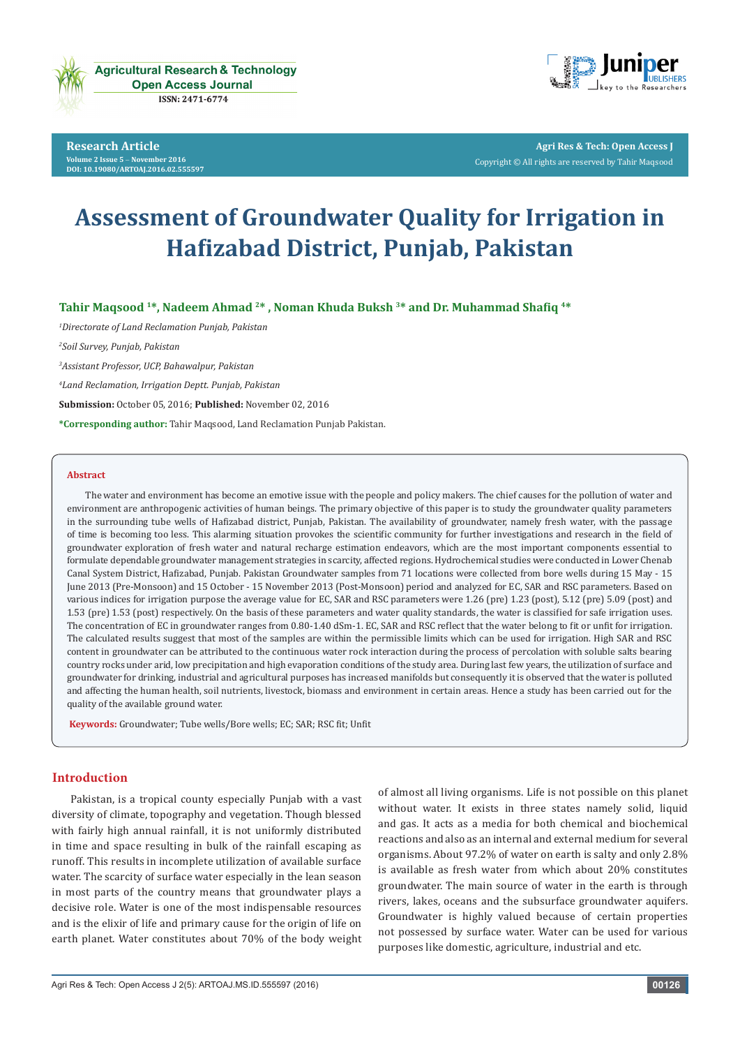# Assessment of Groundwater Quality for Irrigation in Hafizabad District, Punjab, Pakistan

**Tahir Maqsood [1]*, Nadeem Ahmad [2]* , Noman Khuda Buksh [3]* and Dr. Muhammad Shafiq [4]***

*[1]Directorate of Land Reclamation Punjab, Pakistan*

*[2]Soil Survey, Punjab, Pakistan*

*[3]Assistant Professor, UCP, Bahawalpur, Pakistan*

*[4]Land Reclamation, Irrigation Deptt. Punjab, Pakistan*

**Submission:** October 05, 2016; **Published:** November 02, 2016

***Corresponding author:** Tahir Maqsood, Land Reclamation Punjab Pakistan.

## Abstract

The water and environment has become an emotive issue with the people and policy makers. The chief causes for the pollution of water and environment are anthropogenic activities of human beings. The primary objective of this paper is to study the groundwater quality parameters in the surrounding tube wells of Hafizabad district, Punjab, Pakistan. The availability of groundwater, namely fresh water, with the passage of time is becoming too less. This alarming situation provokes the scientific community for further investigations and research in the field of groundwater exploration of fresh water and natural recharge estimation endeavors, which are the most important components essential to formulate dependable groundwater management strategies in scarcity, affected regions. Hydrochemical studies were conducted in Lower Chenab Canal System District, Hafizabad, Punjab. Pakistan Groundwater samples from 71 locations were collected from bore wells during 15 May - 15 June 2013 (Pre-Monsoon) and 15 October - 15 November 2013 (Post-Monsoon) period and analyzed for EC, SAR and RSC parameters. Based on various indices for irrigation purpose the average value for EC, SAR and RSC parameters were 1.26 (pre) 1.23 (post), 5.12 (pre) 5.09 (post) and 1.53 (pre) 1.53 (post) respectively. On the basis of these parameters and water quality standards, the water is classified for safe irrigation uses. The concentration of EC in groundwater ranges from 0.80-1.40 dSm-1. EC, SAR and RSC reflect that the water belong to fit or unfit for irrigation. The calculated results suggest that most of the samples are within the permissible limits which can be used for irrigation. High SAR and RSC content in groundwater can be attributed to the continuous water rock interaction during the process of percolation with soluble salts bearing country rocks under arid, low precipitation and high evaporation conditions of the study area. During last few years, the utilization of surface and groundwater for drinking, industrial and agricultural purposes has increased manifolds but consequently it is observed that the water is polluted and affecting the human health, soil nutrients, livestock, biomass and environment in certain areas. Hence a study has been carried out for the quality of the available ground water.

**Keywords:** Groundwater; Tube wells/Bore wells; EC; SAR; RSC fit; Unfit

## Introduction

Pakistan, is a tropical county especially Punjab with a vast diversity of climate, topography and vegetation. Though blessed with fairly high annual rainfall, it is not uniformly distributed in time and space resulting in bulk of the rainfall escaping as runoff. This results in incomplete utilization of available surface water. The scarcity of surface water especially in the lean season in most parts of the country means that groundwater plays a decisive role. Water is one of the most indispensable resources and is the elixir of life and primary cause for the origin of life on earth planet. Water constitutes about 70% of the body weight of almost all living organisms. Life is not possible on this planet without water. It exists in three states namely solid, liquid and gas. It acts as a media for both chemical and biochemical reactions and also as an internal and external medium for several organisms. About 97.2% of water on earth is salty and only 2.8% is available as fresh water from which about 20% constitutes groundwater. The main source of water in the earth is through rivers, lakes, oceans and the subsurface groundwater aquifers. Groundwater is highly valued because of certain properties not possessed by surface water. Water can be used for various purposes like domestic, agriculture, industrial and etc.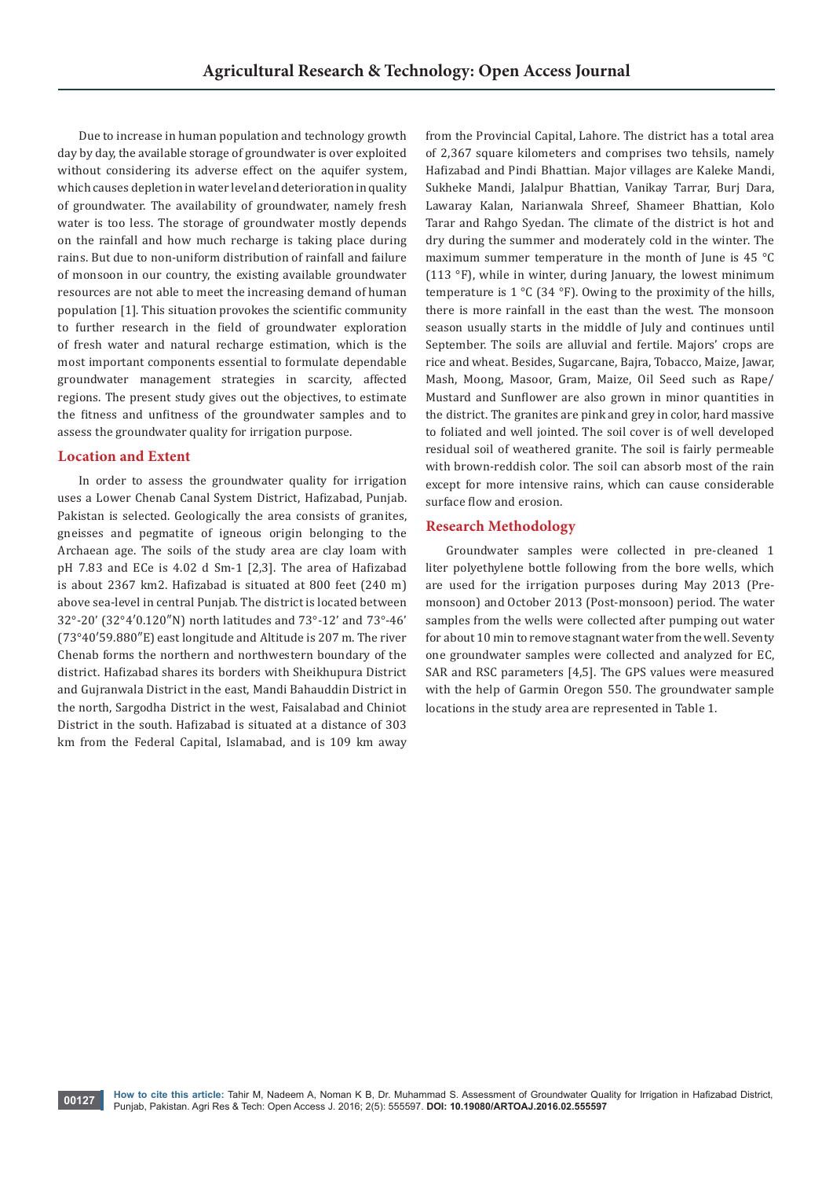Due to increase in human population and technology growth day by day, the available storage of groundwater is over exploited without considering its adverse effect on the aquifer system, which causes depletion in water level and deterioration in quality of groundwater. The availability of groundwater, namely fresh water is too less. The storage of groundwater mostly depends on the rainfall and how much recharge is taking place during rains. But due to non-uniform distribution of rainfall and failure of monsoon in our country, the existing available groundwater resources are not able to meet the increasing demand of human population [1]. This situation provokes the scientific community to further research in the field of groundwater exploration of fresh water and natural recharge estimation, which is the most important components essential to formulate dependable groundwater management strategies in scarcity, affected regions. The present study gives out the objectives, to estimate the fitness and unfitness of the groundwater samples and to assess the groundwater quality for irrigation purpose.

## Location and Extent

In order to assess the groundwater quality for irrigation uses a Lower Chenab Canal System District, Hafizabad, Punjab. Pakistan is selected. Geologically the area consists of granites, gneisses and pegmatite of igneous origin belonging to the Archaean age. The soils of the study area are clay loam with pH 7.83 and ECe is 4.02 d Sm-1 [2,3]. The area of Hafizabad is about 2367 km2. Hafizabad is situated at 800 feet (240 m) above sea-level in central Punjab. The district is located between 32°-20′ (32°4′0.120″N) north latitudes and 73°-12′ and 73°-46′ (73°40′59.880″E) east longitude and Altitude is 207 m. The river Chenab forms the northern and northwestern boundary of the district. Hafizabad shares its borders with Sheikhupura District and Gujranwala District in the east, Mandi Bahauddin District in the north, Sargodha District in the west, Faisalabad and Chiniot District in the south. Hafizabad is situated at a distance of 303 km from the Federal Capital, Islamabad, and is 109 km away from the Provincial Capital, Lahore. The district has a total area of 2,367 square kilometers and comprises two tehsils, namely Hafizabad and Pindi Bhattian. Major villages are Kaleke Mandi, Sukheke Mandi, Jalalpur Bhattian, Vanikay Tarrar, Burj Dara, Lawaray Kalan, Narianwala Shreef, Shameer Bhattian, Kolo Tarar and Rahgo Syedan. The climate of the district is hot and dry during the summer and moderately cold in the winter. The maximum summer temperature in the month of June is 45 °C (113 °F), while in winter, during January, the lowest minimum temperature is 1 °C (34 °F). Owing to the proximity of the hills, there is more rainfall in the east than the west. The monsoon season usually starts in the middle of July and continues until September. The soils are alluvial and fertile. Majors' crops are rice and wheat. Besides, Sugarcane, Bajra, Tobacco, Maize, Jawar, Mash, Moong, Masoor, Gram, Maize, Oil Seed such as Rape/ Mustard and Sunflower are also grown in minor quantities in the district. The granites are pink and grey in color, hard massive to foliated and well jointed. The soil cover is of well developed residual soil of weathered granite. The soil is fairly permeable with brown-reddish color. The soil can absorb most of the rain except for more intensive rains, which can cause considerable surface flow and erosion.

## Research Methodology

Groundwater samples were collected in pre-cleaned 1 liter polyethylene bottle following from the bore wells, which are used for the irrigation purposes during May 2013 (Pre-monsoon) and October 2013 (Post-monsoon) period. The water samples from the wells were collected after pumping out water for about 10 min to remove stagnant water from the well. Seventy one groundwater samples were collected and analyzed for EC, SAR and RSC parameters [4,5]. The GPS values were measured with the help of Garmin Oregon 550. The groundwater sample locations in the study area are represented in Table 1.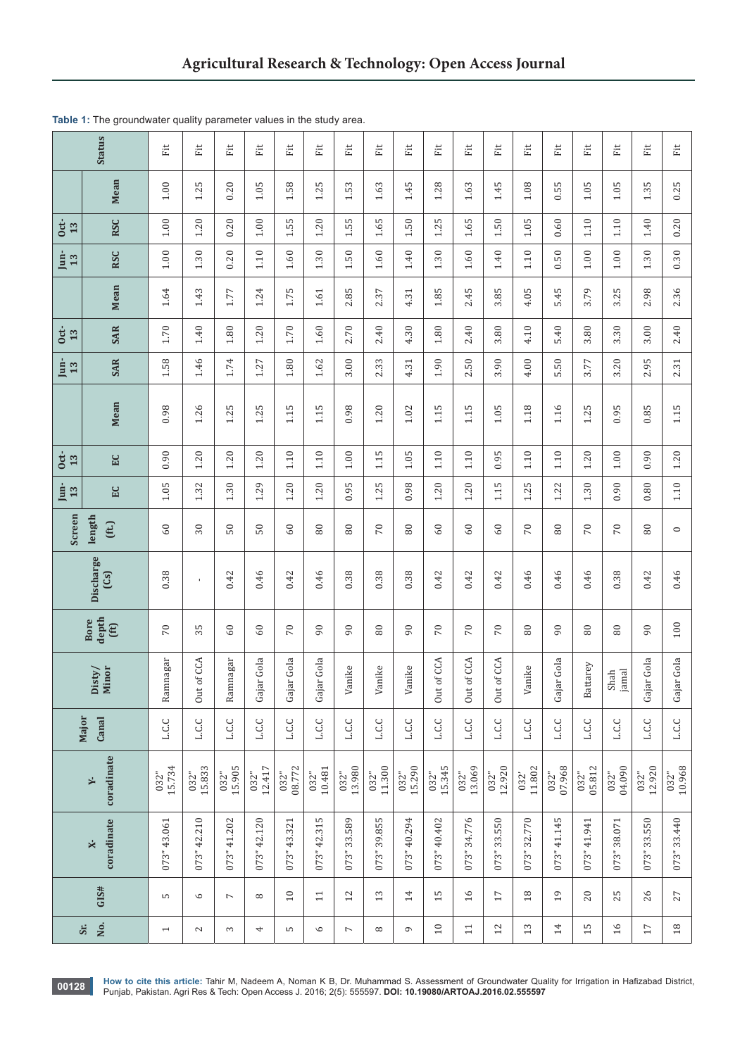**Table 1:** The groundwater quality parameter values in the study area.

| Sr. No. | GIS# | X-coradinate | Y-coradinate | Major Canal | Disty/ Minor | Bore depth (ft) | Discharge (Cs) | Screen length (ft.) | Jun-13 EC | Oct-13 EC | Mean | Jun-13 SAR | Oct-13 SAR | Mean | Jun-13 RSC | Oct-13 RSC | Mean | Status |
|---|---|---|---|---|---|---|---|---|---|---|---|---|---|---|---|---|---|---|
| 1 | 5 | 073" 43.061 | 032" 15.734 | L.C.C | Ramnagar | 70 | 0.38 | 60 | 1.05 | 0.90 | 0.98 | 1.58 | 1.70 | 1.64 | 1.00 | 1.00 | 1.00 | Fit |
| 2 | 6 | 073" 42.210 | 032" 15.833 | L.C.C | Out of CCA | 35 | - | 30 | 1.32 | 1.20 | 1.26 | 1.46 | 1.40 | 1.43 | 1.30 | 1.20 | 1.25 | Fit |
| 3 | 7 | 073" 41.202 | 032" 15.905 | L.C.C | Ramnagar | 60 | 0.42 | 50 | 1.30 | 1.20 | 1.25 | 1.74 | 1.80 | 1.77 | 0.20 | 0.20 | 0.20 | Fit |
| 4 | 8 | 073" 42.120 | 032" 12.417 | L.C.C | Gajar Gola | 60 | 0.46 | 50 | 1.29 | 1.20 | 1.25 | 1.27 | 1.20 | 1.24 | 1.10 | 1.00 | 1.05 | Fit |
| 5 | 10 | 073" 43.321 | 032" 08.772 | L.C.C | Gajar Gola | 70 | 0.42 | 60 | 1.20 | 1.10 | 1.15 | 1.80 | 1.70 | 1.75 | 1.60 | 1.55 | 1.58 | Fit |
| 6 | 11 | 073" 42.315 | 032" 10.481 | L.C.C | Gajar Gola | 90 | 0.46 | 80 | 1.20 | 1.10 | 1.15 | 1.62 | 1.60 | 1.61 | 1.30 | 1.20 | 1.25 | Fit |
| 7 | 12 | 073" 33.589 | 032" 13.980 | L.C.C | Vanike | 90 | 0.38 | 80 | 0.95 | 1.00 | 0.98 | 3.00 | 2.70 | 2.85 | 1.50 | 1.55 | 1.53 | Fit |
| 8 | 13 | 073" 39.855 | 032" 11.300 | L.C.C | Vanike | 80 | 0.38 | 70 | 1.25 | 1.15 | 1.20 | 2.33 | 2.40 | 2.37 | 1.60 | 1.65 | 1.63 | Fit |
| 9 | 14 | 073" 40.294 | 032" 15.290 | L.C.C | Vanike | 90 | 0.38 | 80 | 0.98 | 1.05 | 1.02 | 4.31 | 4.30 | 4.31 | 1.40 | 1.50 | 1.45 | Fit |
| 10 | 15 | 073" 40.402 | 032" 15.345 | L.C.C | Out of CCA | 70 | 0.42 | 60 | 1.20 | 1.10 | 1.15 | 1.90 | 1.80 | 1.85 | 1.30 | 1.25 | 1.28 | Fit |
| 11 | 16 | 073" 34.776 | 032" 13.069 | L.C.C | Out of CCA | 70 | 0.42 | 60 | 1.20 | 1.10 | 1.15 | 2.50 | 2.40 | 2.45 | 1.60 | 1.65 | 1.63 | Fit |
| 12 | 17 | 073" 33.550 | 032" 12.920 | L.C.C | Out of CCA | 70 | 0.42 | 60 | 1.15 | 0.95 | 1.05 | 3.90 | 3.80 | 3.85 | 1.40 | 1.50 | 1.45 | Fit |
| 13 | 18 | 073" 32.770 | 032' 11.802 | L.C.C | Vanike | 80 | 0.46 | 70 | 1.25 | 1.10 | 1.18 | 4.00 | 4.10 | 4.05 | 1.10 | 1.05 | 1.08 | Fit |
| 14 | 19 | 073" 41.145 | 032" 07.968 | L.C.C | Gajar Gola | 90 | 0.46 | 80 | 1.22 | 1.10 | 1.16 | 5.50 | 5.40 | 5.45 | 0.50 | 0.60 | 0.55 | Fit |
| 15 | 20 | 073" 41.941 | 032" 05.812 | L.C.C | Battarey | 80 | 0.46 | 70 | 1.30 | 1.20 | 1.25 | 3.77 | 3.80 | 3.79 | 1.00 | 1.10 | 1.05 | Fit |
| 16 | 25 | 073" 38.071 | 032" 04.090 | L.C.C | Shah jamal | 80 | 0.38 | 70 | 0.90 | 1.00 | 0.95 | 3.20 | 3.30 | 3.25 | 1.00 | 1.10 | 1.05 | Fit |
| 17 | 26 | 073" 33.550 | 032" 12.920 | L.C.C | Gajar Gola | 90 | 0.42 | 80 | 0.80 | 0.90 | 0.85 | 2.95 | 3.00 | 2.98 | 1.30 | 1.40 | 1.35 | Fit |
| 18 | 27 | 073" 33.440 | 032" 10.968 | L.C.C | Gajar Gola | 100 | 0.46 | 0 | 1.10 | 1.20 | 1.15 | 2.31 | 2.40 | 2.36 | 0.30 | 0.20 | 0.25 | Fit |

**How to cite this article:** Tahir M, Nadeem A, Noman K B, Dr. Muhammad S. Assessment of Groundwater Quality for Irrigation in Hafizabad District, Punjab, Pakistan. Agri Res & Tech: Open Access J. 2016; 2(5): 555597. **DOI: 10.19080/ARTOAJ.2016.02.555597**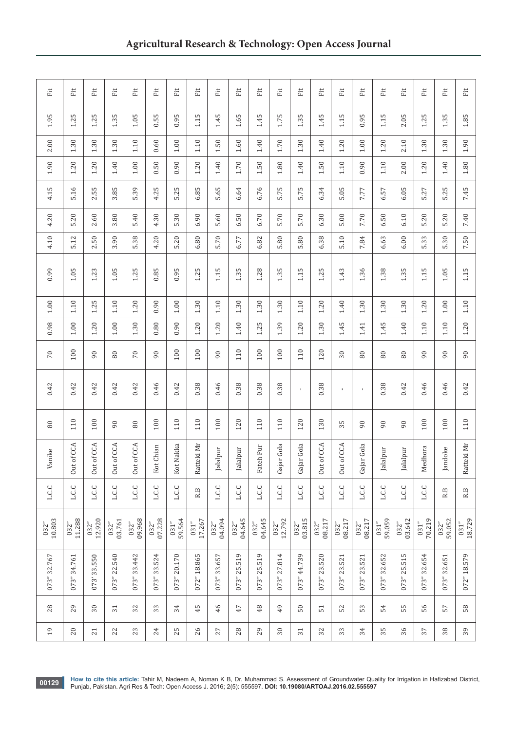| | | | | | | | | | | | | | | | | | | |
|---|---|---|---|---|---|---|---|---|---|---|---|---|---|---|---|---|---|---|
| 19 | 28 | 073" 32.767 | 032" 10.803 | L.C.C | Vanike | 80 | 0.42 | 70 | 0.98 | 1.00 | 0.99 | 4.10 | 4.20 | 4.15 | 1.90 | 2.00 | 1.95 | Fit |
| 20 | 29 | 073" 34.761 | 032" 11.288 | L.C.C | Out of CCA | 110 | 0.42 | 100 | 1.00 | 1.10 | 1.05 | 5.12 | 5.20 | 5.16 | 1.20 | 1.30 | 1.25 | Fit |
| 21 | 30 | 073' 33.550 | 032" 12.920 | L.C.C | Out of CCA | 100 | 0.42 | 90 | 1.20 | 1.25 | 1.23 | 2.50 | 2.60 | 2.55 | 1.20 | 1.30 | 1.25 | Fit |
| 22 | 31 | 073" 22.540 | 032" 03.761 | L.C.C | Out of CCA | 90 | 0.42 | 80 | 1.00 | 1.10 | 1.05 | 3.90 | 3.80 | 3.85 | 1.40 | 1.30 | 1.35 | Fit |
| 23 | 32 | 073" 33.442 | 032" 09.968 | L.C.C | Out of CCA | 80 | 0.42 | 70 | 1.30 | 1.20 | 1.25 | 5.38 | 5.40 | 5.39 | 1.00 | 1.10 | 1.05 | Fit |
| 24 | 33 | 073" 33.524 | 032" 07.228 | L.C.C | Kot Chian | 100 | 0.46 | 90 | 0.80 | 0.90 | 0.85 | 4.20 | 4.30 | 4.25 | 0.50 | 0.60 | 0.55 | Fit |
| 25 | 34 | 073" 20.170 | 031" 59.564 | L.C.C | Kot Nakka | 110 | 0.42 | 100 | 0.90 | 1.00 | 0.95 | 5.20 | 5.30 | 5.25 | 0.90 | 1.00 | 0.95 | Fit |
| 26 | 45 | 072" 18.865 | 031" 17.267 | R.B | Ratteki Mr | 110 | 0.38 | 100 | 1.20 | 1.30 | 1.25 | 6.80 | 6.90 | 6.85 | 1.20 | 1.10 | 1.15 | Fit |
| 27 | 46 | 073" 33.657 | 032" 04.094 | L.C.C | Jalalpur | 100 | 0.46 | 90 | 1.20 | 1.10 | 1.15 | 5.70 | 5.60 | 5.65 | 1.40 | 1.50 | 1.45 | Fit |
| 28 | 47 | 073" 25.519 | 032" 04.645 | L.C.C | Jalalpur | 120 | 0.38 | 110 | 1.40 | 1.30 | 1.35 | 6.77 | 6.50 | 6.64 | 1.70 | 1.60 | 1.65 | Fit |
| 29 | 48 | 073" 25.519 | 032" 04.645 | L.C.C | Fateh Pur | 110 | 0.38 | 100 | 1.25 | 1.30 | 1.28 | 6.82 | 6.70 | 6.76 | 1.50 | 1.40 | 1.45 | Fit |
| 30 | 49 | 073" 27.814 | 032" 12.792 | L.C.C | Gajar Gola | 110 | 0.38 | 100 | 1.39 | 1.30 | 1.35 | 5.80 | 5.70 | 5.75 | 1.80 | 1.70 | 1.75 | Fit |
| 31 | 50 | 073" 44.739 | 032" 03.815 | L.C.C | Gajar Gola | 120 | - | 110 | 1.20 | 1.10 | 1.15 | 5.80 | 5.70 | 5.75 | 1.40 | 1.30 | 1.35 | Fit |
| 32 | 51 | 073" 23.520 | 032" 08.217 | L.C.C | Out of CCA | 130 | 0.38 | 120 | 1.30 | 1.20 | 1.25 | 6.38 | 6.30 | 6.34 | 1.50 | 1.40 | 1.45 | Fit |
| 33 | 52 | 073" 23.521 | 032" 08.217 | L.C.C | Out of CCA | 35 | - | 30 | 1.45 | 1.40 | 1.43 | 5.10 | 5.00 | 5.05 | 1.10 | 1.20 | 1.15 | Fit |
| 34 | 53 | 073" 23.521 | 032" 08.217 | L.C.C | Gajar Gola | 90 | - | 80 | 1.41 | 1.30 | 1.36 | 7.84 | 7.70 | 7.77 | 0.90 | 1.00 | 0.95 | Fit |
| 35 | 54 | 073" 32.652 | 031" 59.059 | L.C.C | Jalalpur | 90 | 0.38 | 80 | 1.45 | 1.30 | 1.38 | 6.63 | 6.50 | 6.57 | 1.10 | 1.20 | 1.15 | Fit |
| 36 | 55 | 073" 25.515 | 032" 03.642 | L.C.C | Jalalpur | 90 | 0.42 | 80 | 1.40 | 1.30 | 1.35 | 6.00 | 6.10 | 6.05 | 2.00 | 2.10 | 2.05 | Fit |
| 37 | 56 | 073" 32.654 | 031" 70.219 | L.C.C | Medhora | 100 | 0.46 | 90 | 1.10 | 1.20 | 1.15 | 5.33 | 5.20 | 5.27 | 1.20 | 1.30 | 1.25 | Fit |
| 38 | 57 | 073" 32.651 | 032" 59.052 | R.B | Jandoke | 100 | 0.46 | 90 | 1.10 | 1.00 | 1.05 | 5.30 | 5.20 | 5.25 | 1.40 | 1.30 | 1.35 | Fit |
| 39 | 58 | 072" 18.579 | 031" 18.729 | R.B | Ratteki Mr | 110 | 0.42 | 90 | 1.20 | 1.10 | 1.15 | 7.50 | 7.40 | 7.45 | 1.80 | 1.90 | 1.85 | Fit |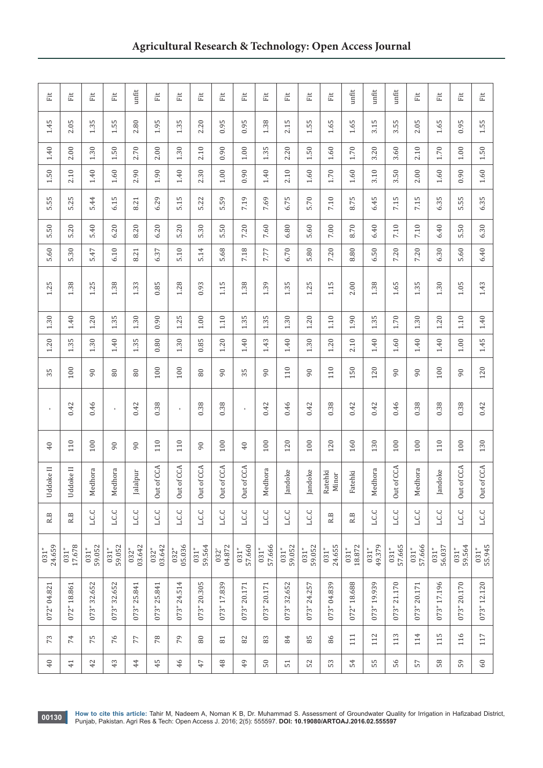| | | | | | | | | | | | | | | | | | | |
|---|---|---|---|---|---|---|---|---|---|---|---|---|---|---|---|---|---|---|
| 40 | 73 | 072" 04.821 | 031" 24.659 | R.B | Uddoke II | 40 | - | 35 | 1.20 | 1.30 | 1.25 | 5.60 | 5.50 | 5.55 | 1.50 | 1.40 | 1.45 | Fit |
| 41 | 74 | 072" 18.861 | 031" 17.678 | R.B | Uddoke II | 110 | 0.42 | 100 | 1.35 | 1.40 | 1.38 | 5.30 | 5.20 | 5.25 | 2.10 | 2.00 | 2.05 | Fit |
| 42 | 75 | 073" 32.652 | 031" 59.052 | L.C.C | Medhora | 100 | 0.46 | 90 | 1.30 | 1.20 | 1.25 | 5.47 | 5.40 | 5.44 | 1.40 | 1.30 | 1.35 | Fit |
| 43 | 76 | 073" 32.652 | 031" 59.052 | L.C.C | Medhora | 90 | - | 80 | 1.40 | 1.35 | 1.38 | 6.10 | 6.20 | 6.15 | 1.60 | 1.50 | 1.55 | Fit |
| 44 | 77 | 073" 25.841 | 032" 03.642 | L.C.C | Jalalpur | 90 | 0.42 | 80 | 1.35 | 1.30 | 1.33 | 8.21 | 8.20 | 8.21 | 2.90 | 2.70 | 2.80 | unfit |
| 45 | 78 | 073" 25.841 | 032" 03.642 | L.C.C | Out of CCA | 110 | 0.38 | 100 | 0.80 | 0.90 | 0.85 | 6.37 | 6.20 | 6.29 | 1.90 | 2.00 | 1.95 | Fit |
| 46 | 79 | 073" 24.514 | 032" 05.036 | L.C.C | Out of CCA | 110 | - | 100 | 1.30 | 1.25 | 1.28 | 5.10 | 5.20 | 5.15 | 1.40 | 1.30 | 1.35 | Fit |
| 47 | 80 | 073" 20.305 | 031" 59.564 | L.C.C | Out of CCA | 90 | 0.38 | 80 | 0.85 | 1.00 | 0.93 | 5.14 | 5.30 | 5.22 | 2.30 | 2.10 | 2.20 | Fit |
| 48 | 81 | 073" 17.839 | 032' 04.872 | L.C.C | Out of CCA | 100 | 0.38 | 90 | 1.20 | 1.10 | 1.15 | 5.68 | 5.50 | 5.59 | 1.00 | 0.90 | 0.95 | Fit |
| 49 | 82 | 073" 20.171 | 031" 57.660 | L.C.C | Out of CCA | 40 | - | 35 | 1.40 | 1.35 | 1.38 | 7.18 | 7.20 | 7.19 | 0.90 | 1.00 | 0.95 | Fit |
| 50 | 83 | 073" 20.171 | 031" 57.666 | L.C.C | Medhora | 100 | 0.42 | 90 | 1.43 | 1.35 | 1.39 | 7.77 | 7.60 | 7.69 | 1.40 | 1.35 | 1.38 | Fit |
| 51 | 84 | 073" 32.652 | 031" 59.052 | L.C.C | Jandoke | 120 | 0.46 | 110 | 1.40 | 1.30 | 1.35 | 6.70 | 6.80 | 6.75 | 2.10 | 2.20 | 2.15 | Fit |
| 52 | 85 | 073" 24.257 | 031" 59.052 | L.C.C | Jandoke | 100 | 0.42 | 90 | 1.30 | 1.20 | 1.25 | 5.80 | 5.60 | 5.70 | 1.60 | 1.50 | 1.55 | Fit |
| 53 | 86 | 073" 04.839 | 031" 24.655 | R.B | Ratehki Minor | 120 | 0.38 | 110 | 1.20 | 1.10 | 1.15 | 7.20 | 7.00 | 7.10 | 1.70 | 1.60 | 1.65 | Fit |
| 54 | 111 | 072" 18.688 | 031" 18.872 | R.B | Fatehki | 160 | 0.42 | 150 | 2.10 | 1.90 | 2.00 | 8.80 | 8.70 | 8.75 | 1.60 | 1.70 | 1.65 | unfit |
| 55 | 112 | 073" 19.939 | 031" 49.379 | L.C.C | Medhora | 130 | 0.42 | 120 | 1.40 | 1.35 | 1.38 | 6.50 | 6.40 | 6.45 | 3.10 | 3.20 | 3.15 | unfit |
| 56 | 113 | 073" 21.170 | 031" 57.665 | L.C.C | Out of CCA | 100 | 0.46 | 90 | 1.60 | 1.70 | 1.65 | 7.20 | 7.10 | 7.15 | 3.50 | 3.60 | 3.55 | unfit |
| 57 | 114 | 073" 20.171 | 031" 57.666 | L.C.C | Medhora | 100 | 0.38 | 90 | 1.40 | 1.30 | 1.35 | 7.20 | 7.10 | 7.15 | 2.00 | 2.10 | 2.05 | Fit |
| 58 | 115 | 073" 17.196 | 031" 56.037 | L.C.C | Jandoke | 110 | 0.38 | 100 | 1.40 | 1.20 | 1.30 | 6.30 | 6.40 | 6.35 | 1.60 | 1.70 | 1.65 | Fit |
| 59 | 116 | 073" 20.170 | 031" 59.564 | L.C.C | Out of CCA | 100 | 0.38 | 90 | 1.00 | 1.10 | 1.05 | 5.60 | 5.50 | 5.55 | 0.90 | 1.00 | 0.95 | Fit |
| 60 | 117 | 073" 12.120 | 031" 55.945 | L.C.C | Out of CCA | 130 | 0.42 | 120 | 1.45 | 1.40 | 1.43 | 6.40 | 6.30 | 6.35 | 1.60 | 1.50 | 1.55 | Fit |

**How to cite this article:** Tahir M, Nadeem A, Noman K B, Dr. Muhammad S. Assessment of Groundwater Quality for Irrigation in Hafizabad District, Punjab, Pakistan. Agri Res & Tech: Open Access J. 2016; 2(5): 555597. **DOI: 10.19080/ARTOAJ.2016.02.555597**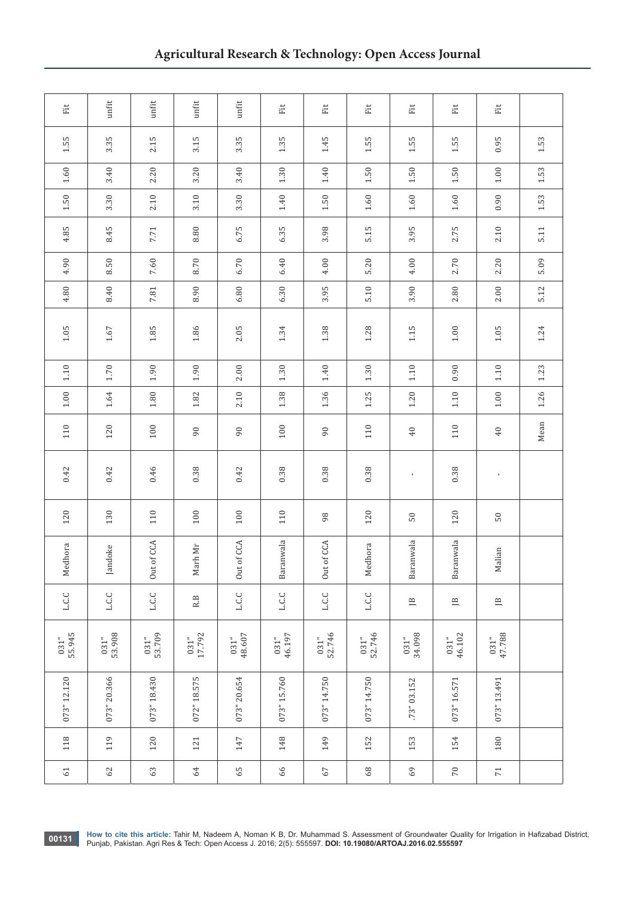| | | | | | | | | | | | | | | | | | | |
|---|---|---|---|---|---|---|---|---|---|---|---|---|---|---|---|---|---|---|
| 61 | 118 | 073" 12.120 | 031" 55.945 | L.C.C | Medhora | 120 | 0.42 | 110 | 1.00 | 1.10 | 1.05 | 4.80 | 4.90 | 4.85 | 1.50 | 1.60 | 1.55 | Fit |
| 62 | 119 | 073" 20.366 | 031" 53.908 | L.C.C | Jandoke | 130 | 0.42 | 120 | 1.64 | 1.70 | 1.67 | 8.40 | 8.50 | 8.45 | 3.30 | 3.40 | 3.35 | unfit |
| 63 | 120 | 073" 18.430 | 031" 53.709 | L.C.C | Out of CCA | 110 | 0.46 | 100 | 1.80 | 1.90 | 1.85 | 7.81 | 7.60 | 7.71 | 2.10 | 2.20 | 2.15 | unfit |
| 64 | 121 | 072" 18.575 | 031" 17.792 | R.B | Marh Mr | 100 | 0.38 | 90 | 1.82 | 1.90 | 1.86 | 8.90 | 8.70 | 8.80 | 3.10 | 3.20 | 3.15 | unfit |
| 65 | 147 | 073" 20.654 | 031" 48.607 | L.C.C | Out of CCA | 100 | 0.42 | 90 | 2.10 | 2.00 | 2.05 | 6.80 | 6.70 | 6.75 | 3.30 | 3.40 | 3.35 | unfit |
| 66 | 148 | 073" 15.760 | 031" 46.197 | L.C.C | Baranwala | 110 | 0.38 | 100 | 1.38 | 1.30 | 1.34 | 6.30 | 6.40 | 6.35 | 1.40 | 1.30 | 1.35 | Fit |
| 67 | 149 | 073" 14.750 | 031" 52.746 | L.C.C | Out of CCA | 98 | 0.38 | 90 | 1.36 | 1.40 | 1.38 | 3.95 | 4.00 | 3.98 | 1.50 | 1.40 | 1.45 | Fit |
| 68 | 152 | 073" 14.750 | 031" 52.746 | L.C.C | Medhora | 120 | 0.38 | 110 | 1.25 | 1.30 | 1.28 | 5.10 | 5.20 | 5.15 | 1.60 | 1.50 | 1.55 | Fit |
| 69 | 153 | .73" 03.152 | 031" 34.098 | JB | Baranwala | 50 | - | 40 | 1.20 | 1.10 | 1.15 | 3.90 | 4.00 | 3.95 | 1.60 | 1.50 | 1.55 | Fit |
| 70 | 154 | 073" 16.571 | 031" 46.102 | JB | Baranwala | 120 | 0.38 | 110 | 1.10 | 0.90 | 1.00 | 2.80 | 2.70 | 2.75 | 1.60 | 1.50 | 1.55 | Fit |
| 71 | 180 | 073" 13.491 | 031" 47.788 | JB | Malian | 50 | - | 40 | 1.00 | 1.10 | 1.05 | 2.00 | 2.20 | 2.10 | 0.90 | 1.00 | 0.95 | Fit |
| | | | | | | | | Mean | 1.26 | 1.23 | 1.24 | 5.12 | 5.09 | 5.11 | 1.53 | 1.53 | 1.53 | |

**How to cite this article:** Tahir M, Nadeem A, Noman K B, Dr. Muhammad S. Assessment of Groundwater Quality for Irrigation in Hafizabad District, Punjab, Pakistan. Agri Res & Tech: Open Access J. 2016; 2(5): 555597. **DOI: 10.19080/ARTOAJ.2016.02.555597**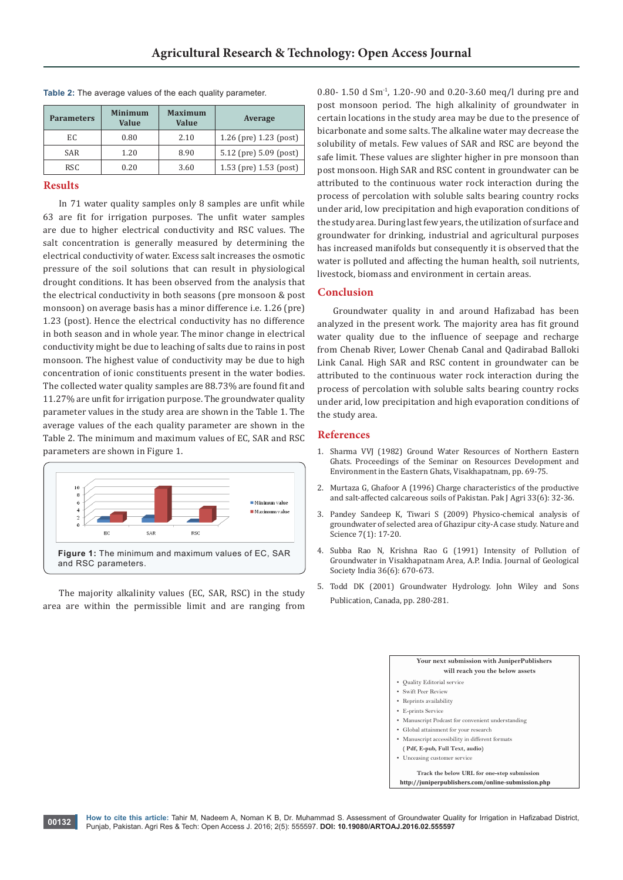**Table 2:** The average values of the each quality parameter.

| Parameters | Minimum Value | Maximum Value | Average |
|---|---|---|---|
| EC | 0.80 | 2.10 | 1.26 (pre) 1.23 (post) |
| SAR | 1.20 | 8.90 | 5.12 (pre) 5.09 (post) |
| RSC | 0.20 | 3.60 | 1.53 (pre) 1.53 (post) |

## Results

In 71 water quality samples only 8 samples are unfit while 63 are fit for irrigation purposes. The unfit water samples are due to higher electrical conductivity and RSC values. The salt concentration is generally measured by determining the electrical conductivity of water. Excess salt increases the osmotic pressure of the soil solutions that can result in physiological drought conditions. It has been observed from the analysis that the electrical conductivity in both seasons (pre monsoon & post monsoon) on average basis has a minor difference i.e. 1.26 (pre) 1.23 (post). Hence the electrical conductivity has no difference in both season and in whole year. The minor change in electrical conductivity might be due to leaching of salts due to rains in post monsoon. The highest value of conductivity may be due to high concentration of ionic constituents present in the water bodies. The collected water quality samples are 88.73% are found fit and 11.27% are unfit for irrigation purpose. The groundwater quality parameter values in the study area are shown in the Table 1. The average values of the each quality parameter are shown in the Table 2. The minimum and maximum values of EC, SAR and RSC parameters are shown in Figure 1.

10
8
6
4
2
0
EC
SAR
RSC
Minimum value
Maximum value

**Figure 1:** The minimum and maximum values of EC, SAR and RSC parameters.

The majority alkalinity values (EC, SAR, RSC) in the study area are within the permissible limit and are ranging from 0.80- 1.50 d $Sm^{-1}$, 1.20-.90 and 0.20-3.60 meq/l during pre and post monsoon period. The high alkalinity of groundwater in certain locations in the study area may be due to the presence of bicarbonate and some salts. The alkaline water may decrease the solubility of metals. Few values of SAR and RSC are beyond the safe limit. These values are slighter higher in pre monsoon than post monsoon. High SAR and RSC content in groundwater can be attributed to the continuous water rock interaction during the process of percolation with soluble salts bearing country rocks under arid, low precipitation and high evaporation conditions of the study area. During last few years, the utilization of surface and groundwater for drinking, industrial and agricultural purposes has increased manifolds but consequently it is observed that the water is polluted and affecting the human health, soil nutrients, livestock, biomass and environment in certain areas.

## Conclusion

Groundwater quality in and around Hafizabad has been analyzed in the present work. The majority area has fit ground water quality due to the influence of seepage and recharge from Chenab River, Lower Chenab Canal and Qadirabad Balloki Link Canal. High SAR and RSC content in groundwater can be attributed to the continuous water rock interaction during the process of percolation with soluble salts bearing country rocks under arid, low precipitation and high evaporation conditions of the study area.

## References

1. Sharma VVJ (1982) Ground Water Resources of Northern Eastern Ghats. Proceedings of the Seminar on Resources Development and Environment in the Eastern Ghats, Visakhapatnam, pp. 69-75.
2. Murtaza G, Ghafoor A (1996) Charge characteristics of the productive and salt-affected calcareous soils of Pakistan. Pak J Agri 33(6): 32-36.
3. Pandey Sandeep K, Tiwari S (2009) Physico-chemical analysis of groundwater of selected area of Ghazipur city-A case study. Nature and Science 7(1): 17-20.
4. Subba Rao N, Krishna Rao G (1991) Intensity of Pollution of Groundwater in Visakhapatnam Area, A.P. India. Journal of Geological Society India 36(6): 670-673.
5. Todd DK (2001) Groundwater Hydrology. John Wiley and Sons Publication, Canada, pp. 280-281.

**Your next submission with JuniperPublishers will reach you the below assets**

- Quality Editorial service
- Swift Peer Review
- Reprints availability
- E-prints Service
- Manuscript Podcast for convenient understanding
- Global attainment for your research
- Manuscript accessibility in different formats **(Pdf, E-pub, Full Text, audio)**
- Unceasing customer service

**Track the below URL for one-step submission**
**http://juniperpublishers.com/online-submission.php**

**How to cite this article:** Tahir M, Nadeem A, Noman K B, Dr. Muhammad S. Assessment of Groundwater Quality for Irrigation in Hafizabad District, Punjab, Pakistan. Agri Res & Tech: Open Access J. 2016; 2(5): 555597. **DOI: 10.19080/ARTOAJ.2016.02.555597**